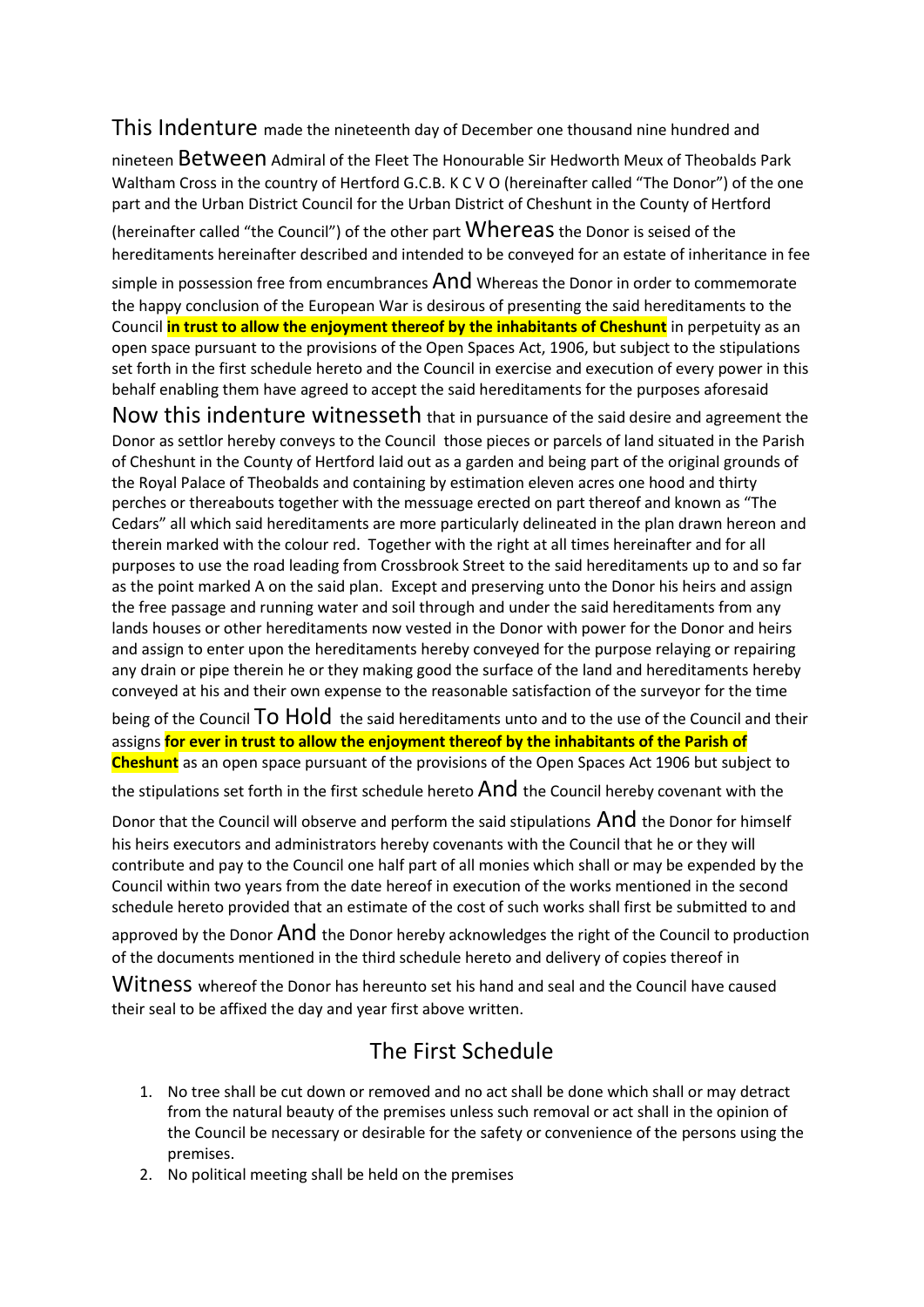This Indenture made the nineteenth day of December one thousand nine hundred and nineteen Between Admiral of the Fleet The Honourable Sir Hedworth Meux of Theobalds Park Waltham Cross in the country of Hertford G.C.B. K C V O (hereinafter called "The Donor") of the one part and the Urban District Council for the Urban District of Cheshunt in the County of Hertford (hereinafter called "the Council") of the other part Whereas the Donor is seised of the hereditaments hereinafter described and intended to be conveyed for an estate of inheritance in fee simple in possession free from encumbrances And Whereas the Donor in order to commemorate the happy conclusion of the European War is desirous of presenting the said hereditaments to the Council **in trust to allow the enjoyment thereof by the inhabitants of Cheshunt** in perpetuity as an open space pursuant to the provisions of the Open Spaces Act, 1906, but subject to the stipulations set forth in the first schedule hereto and the Council in exercise and execution of every power in this behalf enabling them have agreed to accept the said hereditaments for the purposes aforesaid

Now this indenture witnesseth that in pursuance of the said desire and agreement the Donor as settlor hereby conveys to the Council those pieces or parcels of land situated in the Parish of Cheshunt in the County of Hertford laid out as a garden and being part of the original grounds of the Royal Palace of Theobalds and containing by estimation eleven acres one hood and thirty perches or thereabouts together with the messuage erected on part thereof and known as "The Cedars" all which said hereditaments are more particularly delineated in the plan drawn hereon and therein marked with the colour red. Together with the right at all times hereinafter and for all purposes to use the road leading from Crossbrook Street to the said hereditaments up to and so far as the point marked A on the said plan. Except and preserving unto the Donor his heirs and assign the free passage and running water and soil through and under the said hereditaments from any lands houses or other hereditaments now vested in the Donor with power for the Donor and heirs and assign to enter upon the hereditaments hereby conveyed for the purpose relaying or repairing any drain or pipe therein he or they making good the surface of the land and hereditaments hereby conveyed at his and their own expense to the reasonable satisfaction of the surveyor for the time being of the Council To Hold the said hereditaments unto and to the use of the Council and their assigns **for ever in trust to allow the enjoyment thereof by the inhabitants of the Parish of Cheshunt** as an open space pursuant of the provisions of the Open Spaces Act 1906 but subject to the stipulations set forth in the first schedule hereto And the Council hereby covenant with the Donor that the Council will observe and perform the said stipulations And the Donor for himself his heirs executors and administrators hereby covenants with the Council that he or they will contribute and pay to the Council one half part of all monies which shall or may be expended by the Council within two years from the date hereof in execution of the works mentioned in the second schedule hereto provided that an estimate of the cost of such works shall first be submitted to and approved by the Donor And the Donor hereby acknowledges the right of the Council to production of the documents mentioned in the third schedule hereto and delivery of copies thereof in Witness whereof the Donor has hereunto set his hand and seal and the Council have caused their seal to be affixed the day and year first above written.

## The First Schedule

1. No tree shall be cut down or removed and no act shall be done which shall or may detract from the natural beauty of the premises unless such removal or act shall in the opinion of the Council be necessary or desirable for the safety or convenience of the persons using the premises.
2. No political meeting shall be held on the premises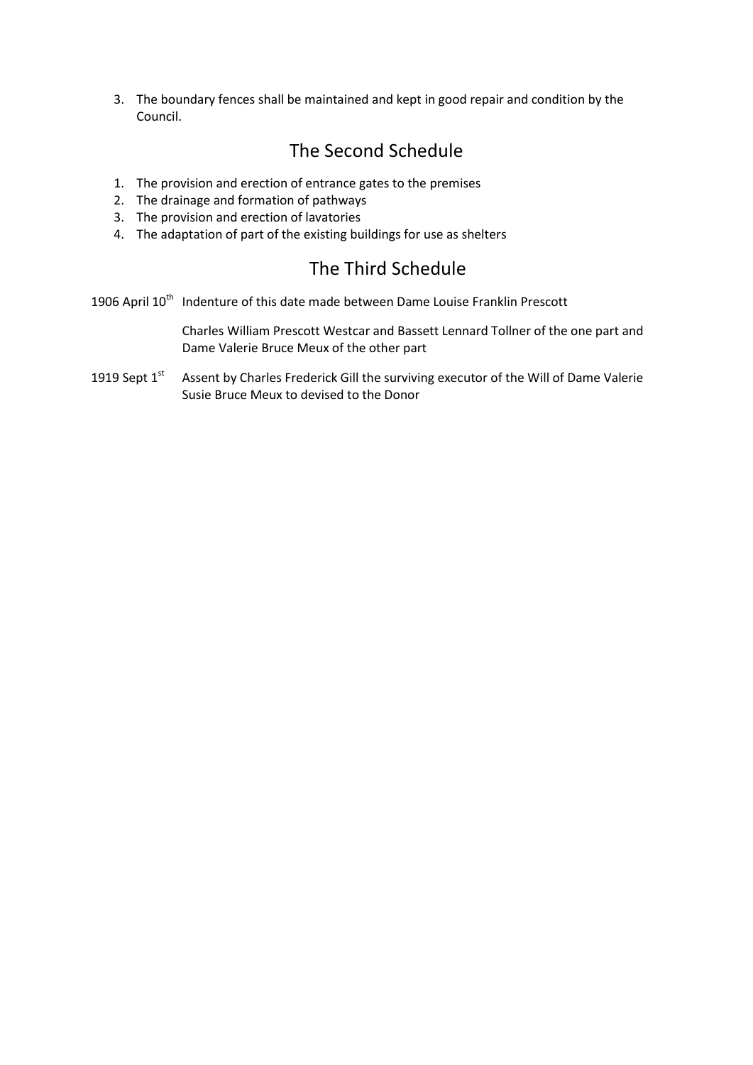3. The boundary fences shall be maintained and kept in good repair and condition by the Council.

## The Second Schedule

1. The provision and erection of entrance gates to the premises
2. The drainage and formation of pathways
3. The provision and erection of lavatories
4. The adaptation of part of the existing buildings for use as shelters

## The Third Schedule

1906 April 10th Indenture of this date made between Dame Louise Franklin Prescott

Charles William Prescott Westcar and Bassett Lennard Tollner of the one part and Dame Valerie Bruce Meux of the other part

1919 Sept 1st Assent by Charles Frederick Gill the surviving executor of the Will of Dame Valerie Susie Bruce Meux to devised to the Donor